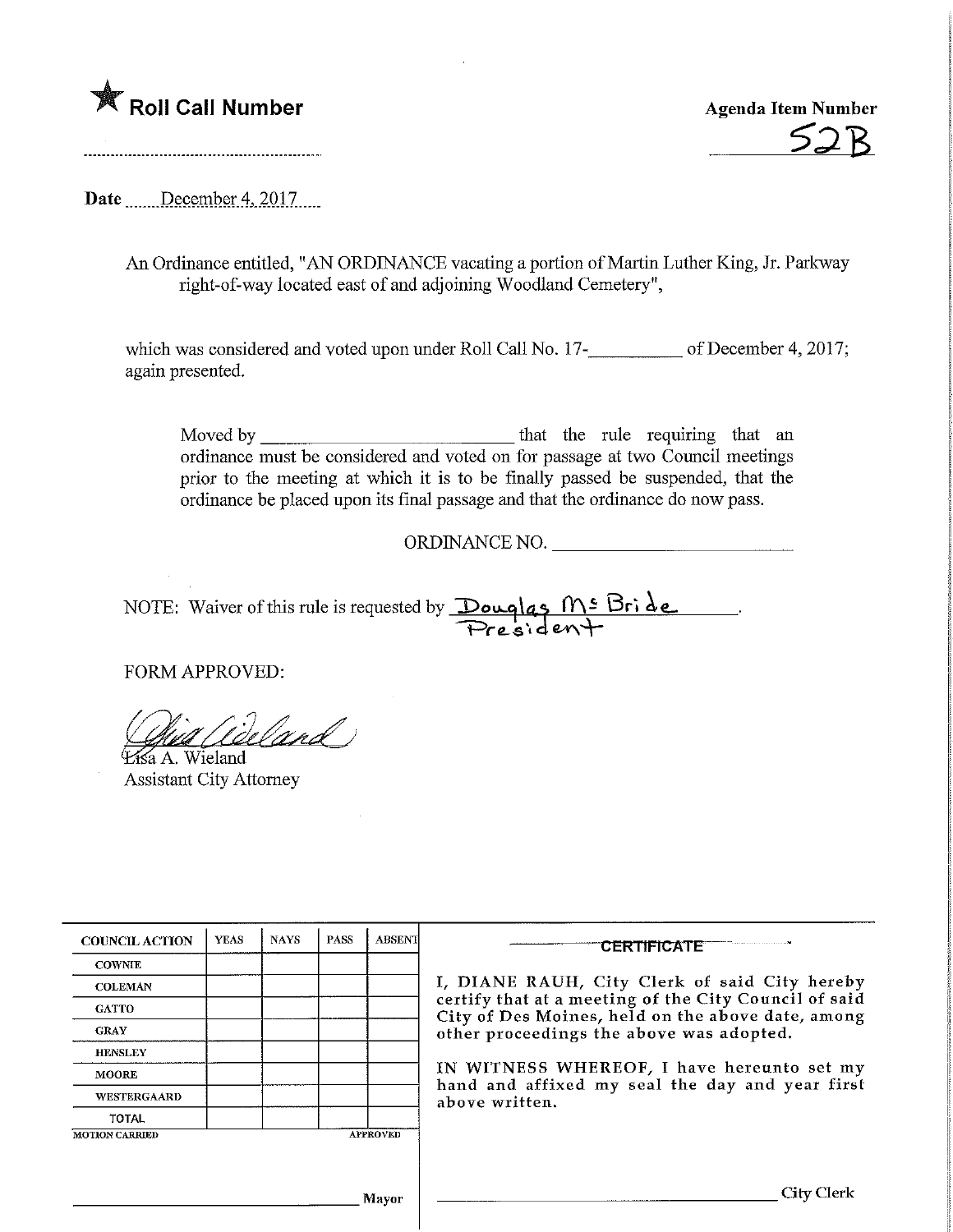★ **Roll Call Number**

**Agenda Item Number**

52B

Date December 4, 2017

An Ordinance entitled, "AN ORDINANCE vacating a portion of Martin Luther King, Jr. Parkway right-of-way located east of and adjoining Woodland Cemetery",

which was considered and voted upon under Roll Call No. 17-__________ of December 4, 2017; again presented.

Moved by ____________________________ that the rule requiring that an ordinance must be considered and voted on for passage at two Council meetings prior to the meeting at which it is to be finally passed be suspended, that the ordinance be placed upon its final passage and that the ordinance do now pass.

ORDINANCE NO. ____________________

NOTE: Waiver of this rule is requested by Douglas McBride, President.

FORM APPROVED:

Lisa A. Wieland
Assistant City Attorney

| COUNCIL ACTION | YEAS | NAYS | PASS | ABSENT |
|---|---|---|---|---|
| COWNIE | | | | |
| COLEMAN | | | | |
| GATTO | | | | |
| GRAY | | | | |
| HENSLEY | | | | |
| MOORE | | | | |
| WESTERGAARD | | | | |
| TOTAL | | | | |
| MOTION CARRIED | | | | APPROVED |

_____________________________ Mayor

**CERTIFICATE**

I, DIANE RAUH, City Clerk of said City hereby certify that at a meeting of the City Council of said City of Des Moines, held on the above date, among other proceedings the above was adopted.

IN WITNESS WHEREOF, I have hereunto set my hand and affixed my seal the day and year first above written.

_____________________________ City Clerk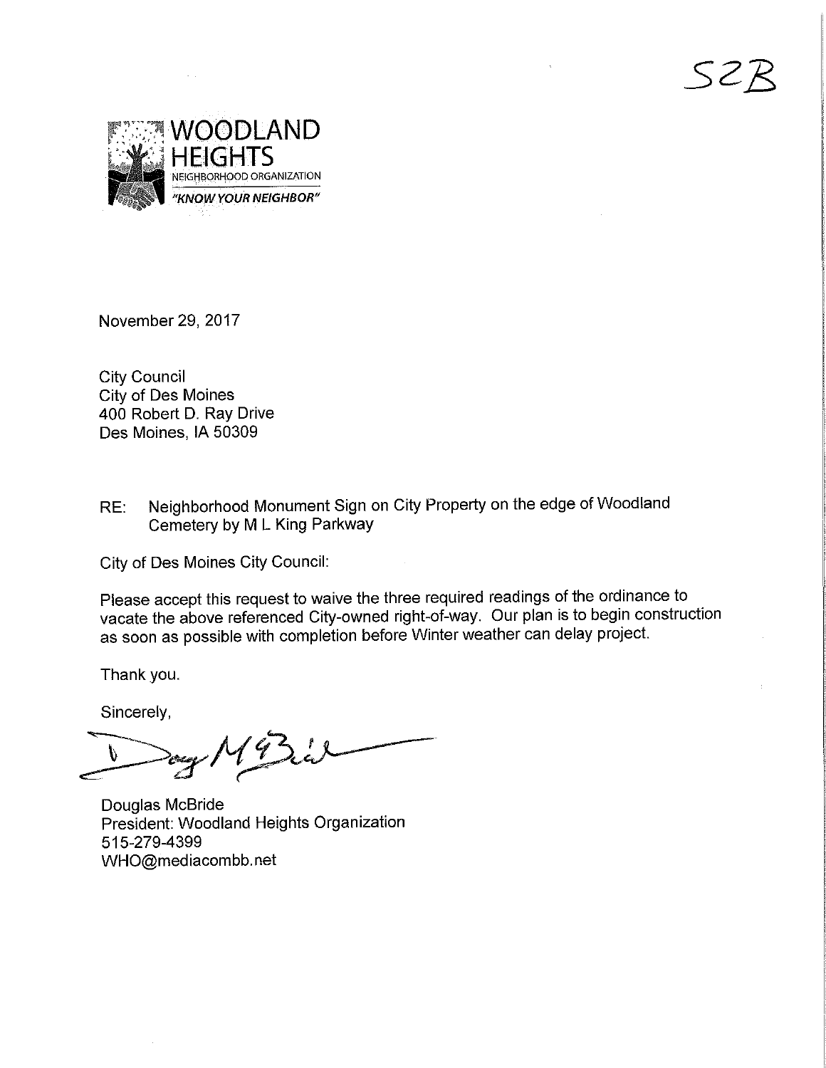S2B

**WOODLAND HEIGHTS**
NEIGHBORHOOD ORGANIZATION
*"KNOW YOUR NEIGHBOR"*

November 29, 2017

City Council
City of Des Moines
400 Robert D. Ray Drive
Des Moines, IA 50309

RE: Neighborhood Monument Sign on City Property on the edge of Woodland Cemetery by M L King Parkway

City of Des Moines City Council:

Please accept this request to waive the three required readings of the ordinance to vacate the above referenced City-owned right-of-way. Our plan is to begin construction as soon as possible with completion before Winter weather can delay project.

Thank you.

Sincerely,

Douglas McBride
President: Woodland Heights Organization
515-279-4399
WHO@mediacombb.net